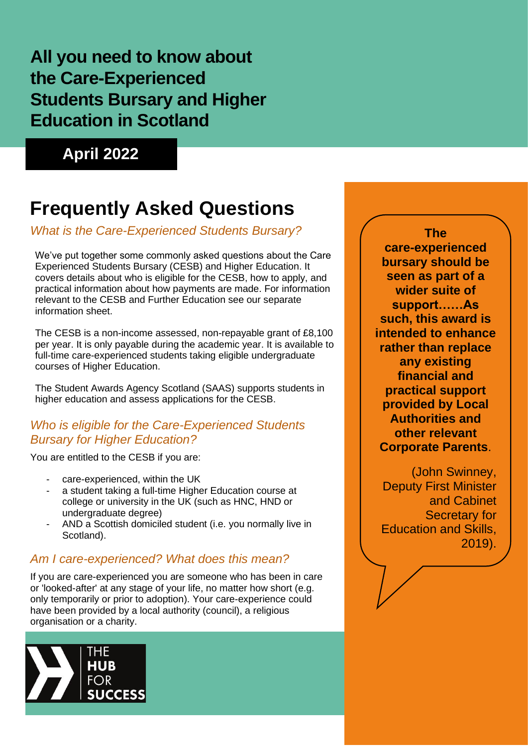# All you need to know about the Care-Experienced Students Bursary and Higher Education in Scotland

**April 2022**

## Frequently Asked Questions

### *What is the Care-Experienced Students Bursary?*

We've put together some commonly asked questions about the Care Experienced Students Bursary (CESB) and Higher Education. It covers details about who is eligible for the CESB, how to apply, and practical information about how payments are made. For information relevant to the CESB and Further Education see our separate information sheet.

The CESB is a non-income assessed, non-repayable grant of £8,100 per year. It is only payable during the academic year. It is available to full-time care-experienced students taking eligible undergraduate courses of Higher Education.

The Student Awards Agency Scotland (SAAS) supports students in higher education and assess applications for the CESB.

### *Who is eligible for the Care-Experienced Students Bursary for Higher Education?*

You are entitled to the CESB if you are:

- care-experienced, within the UK
- a student taking a full-time Higher Education course at college or university in the UK (such as HNC, HND or undergraduate degree)
- AND a Scottish domiciled student (i.e. you normally live in Scotland).

### *Am I care-experienced? What does this mean?*

If you are care-experienced you are someone who has been in care or 'looked-after' at any stage of your life, no matter how short (e.g. only temporarily or prior to adoption). Your care-experience could have been provided by a local authority (council), a religious organisation or a charity.

THE **HUB** FOR **SUCCESS**

> **The care-experienced bursary should be seen as part of a wider suite of support……As such, this award is intended to enhance rather than replace any existing financial and practical support provided by Local Authorities and other relevant Corporate Parents**.
>
> (John Swinney, Deputy First Minister and Cabinet Secretary for Education and Skills, 2019).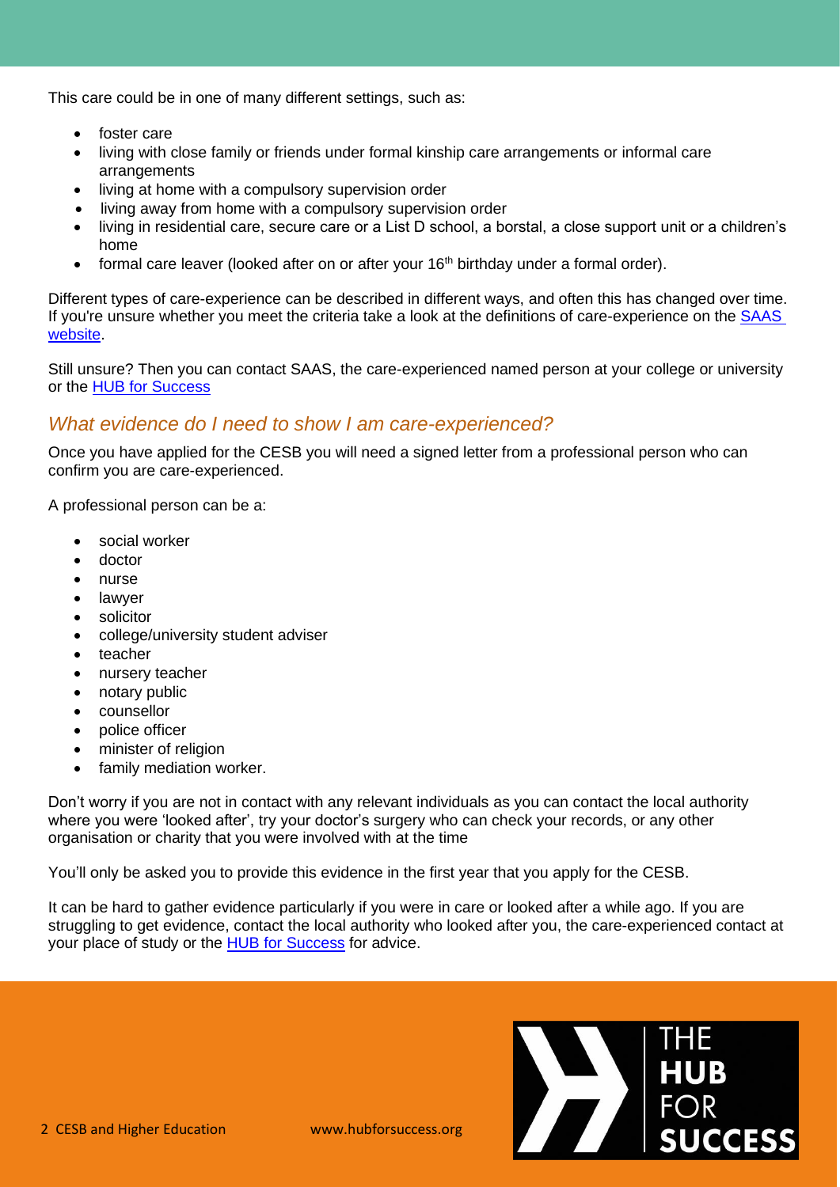This care could be in one of many different settings, such as:

- foster care
- living with close family or friends under formal kinship care arrangements or informal care arrangements
- living at home with a compulsory supervision order
- living away from home with a compulsory supervision order
- living in residential care, secure care or a List D school, a borstal, a close support unit or a children's home
- formal care leaver (looked after on or after your 16th birthday under a formal order).

Different types of care-experience can be described in different ways, and often this has changed over time. If you're unsure whether you meet the criteria take a look at the definitions of care-experience on the SAAS website.

Still unsure? Then you can contact SAAS, the care-experienced named person at your college or university or the HUB for Success

## *What evidence do I need to show I am care-experienced?*

Once you have applied for the CESB you will need a signed letter from a professional person who can confirm you are care-experienced.

A professional person can be a:

- social worker
- doctor
- nurse
- lawyer
- solicitor
- college/university student adviser
- teacher
- nursery teacher
- notary public
- counsellor
- police officer
- minister of religion
- family mediation worker.

Don't worry if you are not in contact with any relevant individuals as you can contact the local authority where you were 'looked after', try your doctor's surgery who can check your records, or any other organisation or charity that you were involved with at the time

You'll only be asked you to provide this evidence in the first year that you apply for the CESB.

It can be hard to gather evidence particularly if you were in care or looked after a while ago. If you are struggling to get evidence, contact the local authority who looked after you, the care-experienced contact at your place of study or the HUB for Success for advice.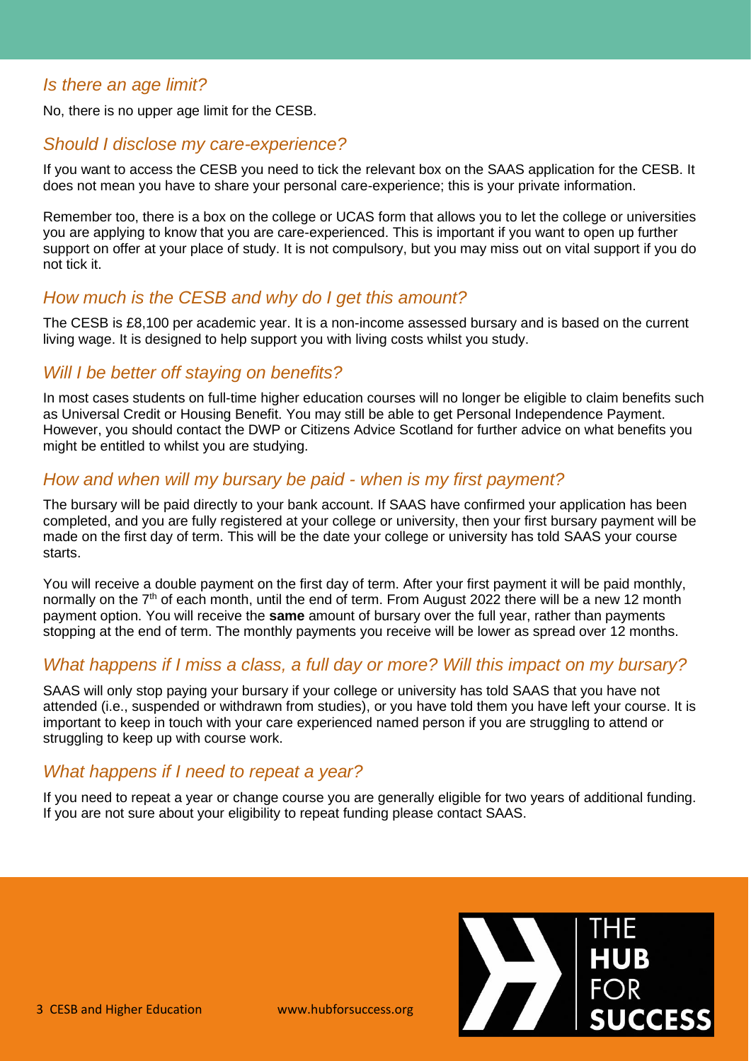## *Is there an age limit?*

No, there is no upper age limit for the CESB.

## *Should I disclose my care-experience?*

If you want to access the CESB you need to tick the relevant box on the SAAS application for the CESB. It does not mean you have to share your personal care-experience; this is your private information.

Remember too, there is a box on the college or UCAS form that allows you to let the college or universities you are applying to know that you are care-experienced. This is important if you want to open up further support on offer at your place of study. It is not compulsory, but you may miss out on vital support if you do not tick it.

## *How much is the CESB and why do I get this amount?*

The CESB is £8,100 per academic year. It is a non-income assessed bursary and is based on the current living wage. It is designed to help support you with living costs whilst you study.

## *Will I be better off staying on benefits?*

In most cases students on full-time higher education courses will no longer be eligible to claim benefits such as Universal Credit or Housing Benefit. You may still be able to get Personal Independence Payment. However, you should contact the DWP or Citizens Advice Scotland for further advice on what benefits you might be entitled to whilst you are studying.

## *How and when will my bursary be paid - when is my first payment?*

The bursary will be paid directly to your bank account. If SAAS have confirmed your application has been completed, and you are fully registered at your college or university, then your first bursary payment will be made on the first day of term. This will be the date your college or university has told SAAS your course starts.

You will receive a double payment on the first day of term. After your first payment it will be paid monthly, normally on the 7th of each month, until the end of term. From August 2022 there will be a new 12 month payment option. You will receive the **same** amount of bursary over the full year, rather than payments stopping at the end of term. The monthly payments you receive will be lower as spread over 12 months.

## *What happens if I miss a class, a full day or more? Will this impact on my bursary?*

SAAS will only stop paying your bursary if your college or university has told SAAS that you have not attended (i.e., suspended or withdrawn from studies), or you have told them you have left your course. It is important to keep in touch with your care experienced named person if you are struggling to attend or struggling to keep up with course work.

## *What happens if I need to repeat a year?*

If you need to repeat a year or change course you are generally eligible for two years of additional funding. If you are not sure about your eligibility to repeat funding please contact SAAS.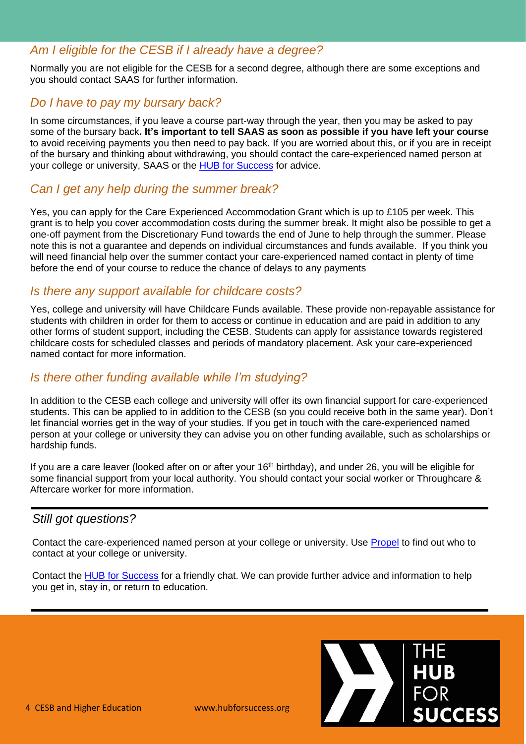### *Am I eligible for the CESB if I already have a degree?*

Normally you are not eligible for the CESB for a second degree, although there are some exceptions and you should contact SAAS for further information.

### *Do I have to pay my bursary back?*

In some circumstances, if you leave a course part-way through the year, then you may be asked to pay some of the bursary back**. It's important to tell SAAS as soon as possible if you have left your course** to avoid receiving payments you then need to pay back. If you are worried about this, or if you are in receipt of the bursary and thinking about withdrawing, you should contact the care-experienced named person at your college or university, SAAS or the HUB for Success for advice.

### *Can I get any help during the summer break?*

Yes, you can apply for the Care Experienced Accommodation Grant which is up to £105 per week. This grant is to help you cover accommodation costs during the summer break. It might also be possible to get a one-off payment from the Discretionary Fund towards the end of June to help through the summer. Please note this is not a guarantee and depends on individual circumstances and funds available. If you think you will need financial help over the summer contact your care-experienced named contact in plenty of time before the end of your course to reduce the chance of delays to any payments

### *Is there any support available for childcare costs?*

Yes, college and university will have Childcare Funds available. These provide non-repayable assistance for students with children in order for them to access or continue in education and are paid in addition to any other forms of student support, including the CESB. Students can apply for assistance towards registered childcare costs for scheduled classes and periods of mandatory placement. Ask your care-experienced named contact for more information.

### *Is there other funding available while I'm studying?*

In addition to the CESB each college and university will offer its own financial support for care-experienced students. This can be applied to in addition to the CESB (so you could receive both in the same year). Don't let financial worries get in the way of your studies. If you get in touch with the care-experienced named person at your college or university they can advise you on other funding available, such as scholarships or hardship funds.

If you are a care leaver (looked after on or after your 16th birthday), and under 26, you will be eligible for some financial support from your local authority. You should contact your social worker or Throughcare & Aftercare worker for more information.

### *Still got questions?*

Contact the care-experienced named person at your college or university. Use Propel to find out who to contact at your college or university.

Contact the HUB for Success for a friendly chat. We can provide further advice and information to help you get in, stay in, or return to education.

www.hubforsuccess.org

THE HUB FOR SUCCESS